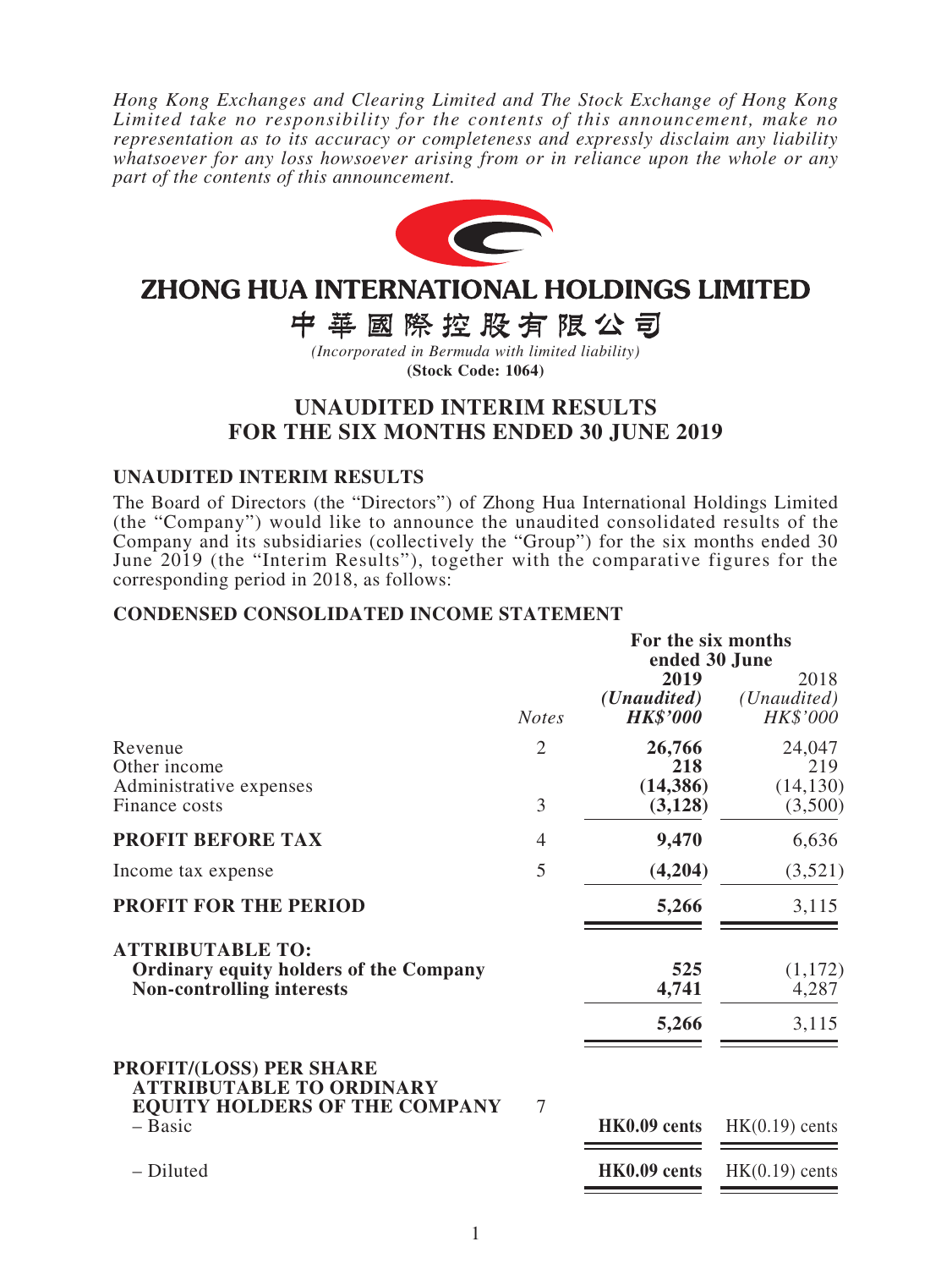*Hong Kong Exchanges and Clearing Limited and The Stock Exchange of Hong Kong Limited take no responsibility for the contents of this announcement, make no representation as to its accuracy or completeness and expressly disclaim any liability whatsoever for any loss howsoever arising from or in reliance upon the whole or any part of the contents of this announcement.*

# ZHONG HUA INTERNATIONAL HOLDINGS LIMITED

# 中華國際控股有限公司

*(Incorporated in Bermuda with limited liability)*

**(Stock Code: 1064)**

## UNAUDITED INTERIM RESULTS FOR THE SIX MONTHS ENDED 30 JUNE 2019

### UNAUDITED INTERIM RESULTS

The Board of Directors (the "Directors") of Zhong Hua International Holdings Limited (the "Company") would like to announce the unaudited consolidated results of the Company and its subsidiaries (collectively the "Group") for the six months ended 30 June 2019 (the "Interim Results"), together with the comparative figures for the corresponding period in 2018, as follows:

### CONDENSED CONSOLIDATED INCOME STATEMENT

| | *Notes* | **For the six months ended 30 June** | |
|---|---|---|---|
| | | **2019** | 2018 |
| | | ***(Unaudited)*** | *(Unaudited)* |
| | | ***HK$'000*** | *HK$'000* |
| Revenue | 2 | **26,766** | 24,047 |
| Other income | | **218** | 219 |
| Administrative expenses | | **(14,386)** | (14,130) |
| Finance costs | 3 | **(3,128)** | (3,500) |
| **PROFIT BEFORE TAX** | 4 | **9,470** | 6,636 |
| Income tax expense | 5 | **(4,204)** | (3,521) |
| **PROFIT FOR THE PERIOD** | | **5,266** | 3,115 |
| **ATTRIBUTABLE TO:** | | | |
| **Ordinary equity holders of the Company** | | **525** | (1,172) |
| **Non-controlling interests** | | **4,741** | 4,287 |
| | | **5,266** | 3,115 |
| **PROFIT/(LOSS) PER SHARE ATTRIBUTABLE TO ORDINARY EQUITY HOLDERS OF THE COMPANY** | 7 | | |
| – Basic | | **HK0.09 cents** | HK(0.19) cents |
| – Diluted | | **HK0.09 cents** | HK(0.19) cents |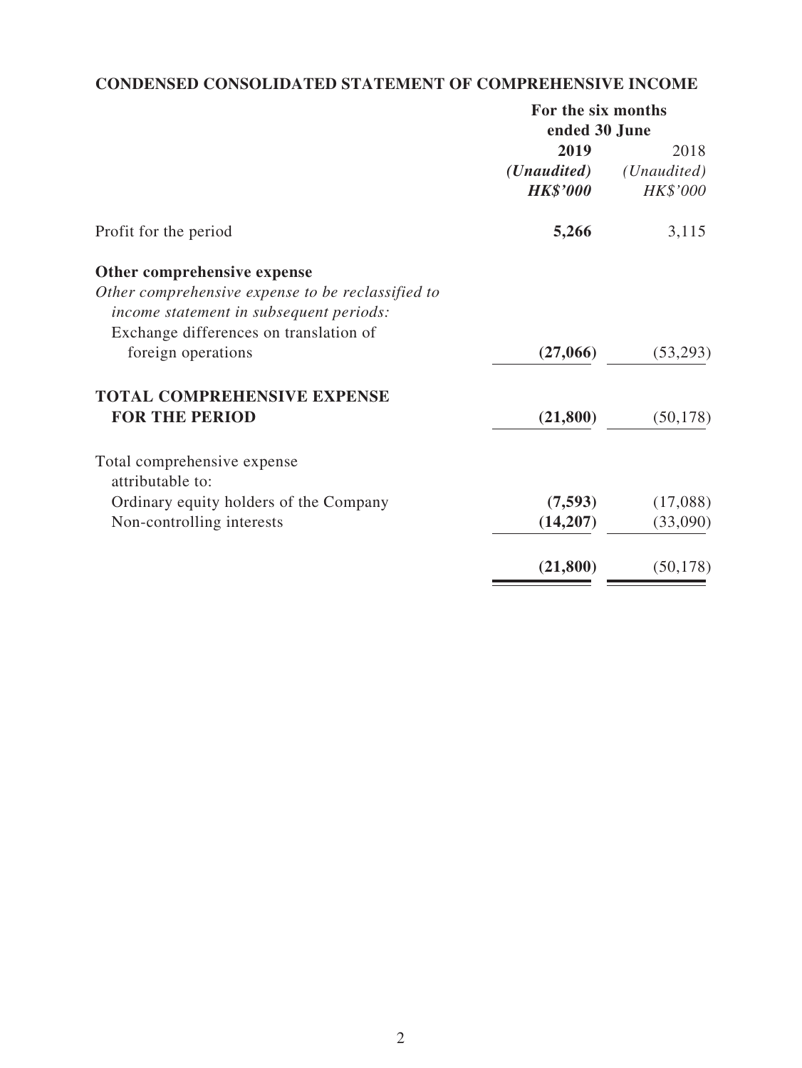## CONDENSED CONSOLIDATED STATEMENT OF COMPREHENSIVE INCOME

| | For the six months ended 30 June | |
|---|---|---|
| | **2019** | 2018 |
| | ***(Unaudited)*** | *(Unaudited)* |
| | ***HK$'000*** | *HK$'000* |
| Profit for the period | **5,266** | 3,115 |
| **Other comprehensive expense** | | |
| *Other comprehensive expense to be reclassified to income statement in subsequent periods:* | | |
| Exchange differences on translation of foreign operations | **(27,066)** | (53,293) |
| **TOTAL COMPREHENSIVE EXPENSE FOR THE PERIOD** | **(21,800)** | (50,178) |
| Total comprehensive expense attributable to: | | |
| Ordinary equity holders of the Company | **(7,593)** | (17,088) |
| Non-controlling interests | **(14,207)** | (33,090) |
| | **(21,800)** | (50,178) |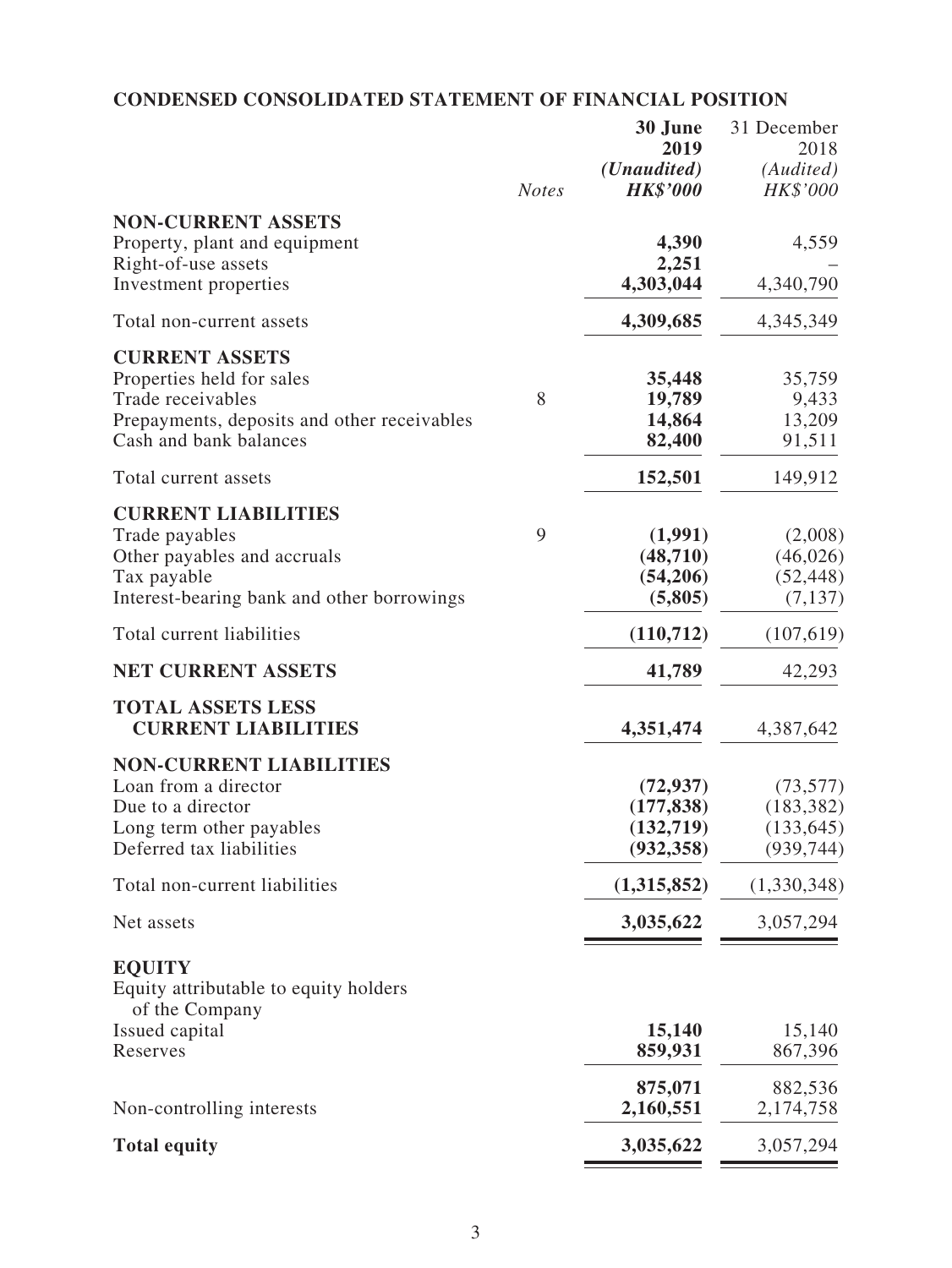## CONDENSED CONSOLIDATED STATEMENT OF FINANCIAL POSITION

| | Notes | **30 June 2019** *(Unaudited)* ***HK$'000*** | 31 December 2018 *(Audited)* *HK$'000* |
|---|---|---|---|
| **NON-CURRENT ASSETS** | | | |
| Property, plant and equipment | | **4,390** | 4,559 |
| Right-of-use assets | | **2,251** | – |
| Investment properties | | **4,303,044** | 4,340,790 |
| Total non-current assets | | **4,309,685** | 4,345,349 |
| **CURRENT ASSETS** | | | |
| Properties held for sales | | **35,448** | 35,759 |
| Trade receivables | 8 | **19,789** | 9,433 |
| Prepayments, deposits and other receivables | | **14,864** | 13,209 |
| Cash and bank balances | | **82,400** | 91,511 |
| Total current assets | | **152,501** | 149,912 |
| **CURRENT LIABILITIES** | | | |
| Trade payables | 9 | **(1,991)** | (2,008) |
| Other payables and accruals | | **(48,710)** | (46,026) |
| Tax payable | | **(54,206)** | (52,448) |
| Interest-bearing bank and other borrowings | | **(5,805)** | (7,137) |
| Total current liabilities | | **(110,712)** | (107,619) |
| **NET CURRENT ASSETS** | | **41,789** | 42,293 |
| **TOTAL ASSETS LESS CURRENT LIABILITIES** | | **4,351,474** | 4,387,642 |
| **NON-CURRENT LIABILITIES** | | | |
| Loan from a director | | **(72,937)** | (73,577) |
| Due to a director | | **(177,838)** | (183,382) |
| Long term other payables | | **(132,719)** | (133,645) |
| Deferred tax liabilities | | **(932,358)** | (939,744) |
| Total non-current liabilities | | **(1,315,852)** | (1,330,348) |
| Net assets | | **3,035,622** | 3,057,294 |
| **EQUITY** | | | |
| Equity attributable to equity holders of the Company | | | |
| Issued capital | | **15,140** | 15,140 |
| Reserves | | **859,931** | 867,396 |
| | | **875,071** | 882,536 |
| Non-controlling interests | | **2,160,551** | 2,174,758 |
| **Total equity** | | **3,035,622** | 3,057,294 |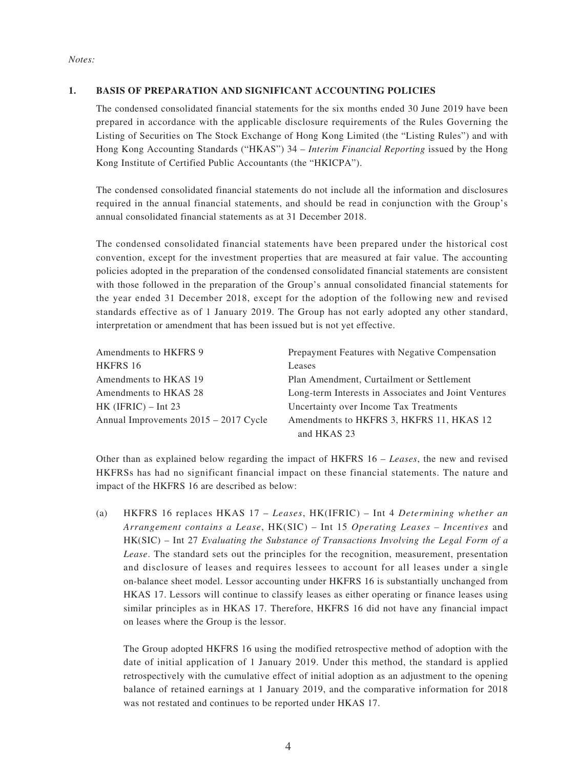*Notes:*

## 1. BASIS OF PREPARATION AND SIGNIFICANT ACCOUNTING POLICIES

The condensed consolidated financial statements for the six months ended 30 June 2019 have been prepared in accordance with the applicable disclosure requirements of the Rules Governing the Listing of Securities on The Stock Exchange of Hong Kong Limited (the "Listing Rules") and with Hong Kong Accounting Standards ("HKAS") 34 – *Interim Financial Reporting* issued by the Hong Kong Institute of Certified Public Accountants (the "HKICPA").

The condensed consolidated financial statements do not include all the information and disclosures required in the annual financial statements, and should be read in conjunction with the Group's annual consolidated financial statements as at 31 December 2018.

The condensed consolidated financial statements have been prepared under the historical cost convention, except for the investment properties that are measured at fair value. The accounting policies adopted in the preparation of the condensed consolidated financial statements are consistent with those followed in the preparation of the Group's annual consolidated financial statements for the year ended 31 December 2018, except for the adoption of the following new and revised standards effective as of 1 January 2019. The Group has not early adopted any other standard, interpretation or amendment that has been issued but is not yet effective.

| | |
|---|---|
| Amendments to HKFRS 9 | Prepayment Features with Negative Compensation |
| HKFRS 16 | Leases |
| Amendments to HKAS 19 | Plan Amendment, Curtailment or Settlement |
| Amendments to HKAS 28 | Long-term Interests in Associates and Joint Ventures |
| HK (IFRIC) – Int 23 | Uncertainty over Income Tax Treatments |
| Annual Improvements 2015 – 2017 Cycle | Amendments to HKFRS 3, HKFRS 11, HKAS 12 and HKAS 23 |

Other than as explained below regarding the impact of HKFRS 16 – *Leases*, the new and revised HKFRSs has had no significant financial impact on these financial statements. The nature and impact of the HKFRS 16 are described as below:

(a) HKFRS 16 replaces HKAS 17 – *Leases*, HK(IFRIC) – Int 4 *Determining whether an Arrangement contains a Lease*, HK(SIC) – Int 15 *Operating Leases – Incentives* and HK(SIC) – Int 27 *Evaluating the Substance of Transactions Involving the Legal Form of a Lease*. The standard sets out the principles for the recognition, measurement, presentation and disclosure of leases and requires lessees to account for all leases under a single on-balance sheet model. Lessor accounting under HKFRS 16 is substantially unchanged from HKAS 17. Lessors will continue to classify leases as either operating or finance leases using similar principles as in HKAS 17. Therefore, HKFRS 16 did not have any financial impact on leases where the Group is the lessor.

The Group adopted HKFRS 16 using the modified retrospective method of adoption with the date of initial application of 1 January 2019. Under this method, the standard is applied retrospectively with the cumulative effect of initial adoption as an adjustment to the opening balance of retained earnings at 1 January 2019, and the comparative information for 2018 was not restated and continues to be reported under HKAS 17.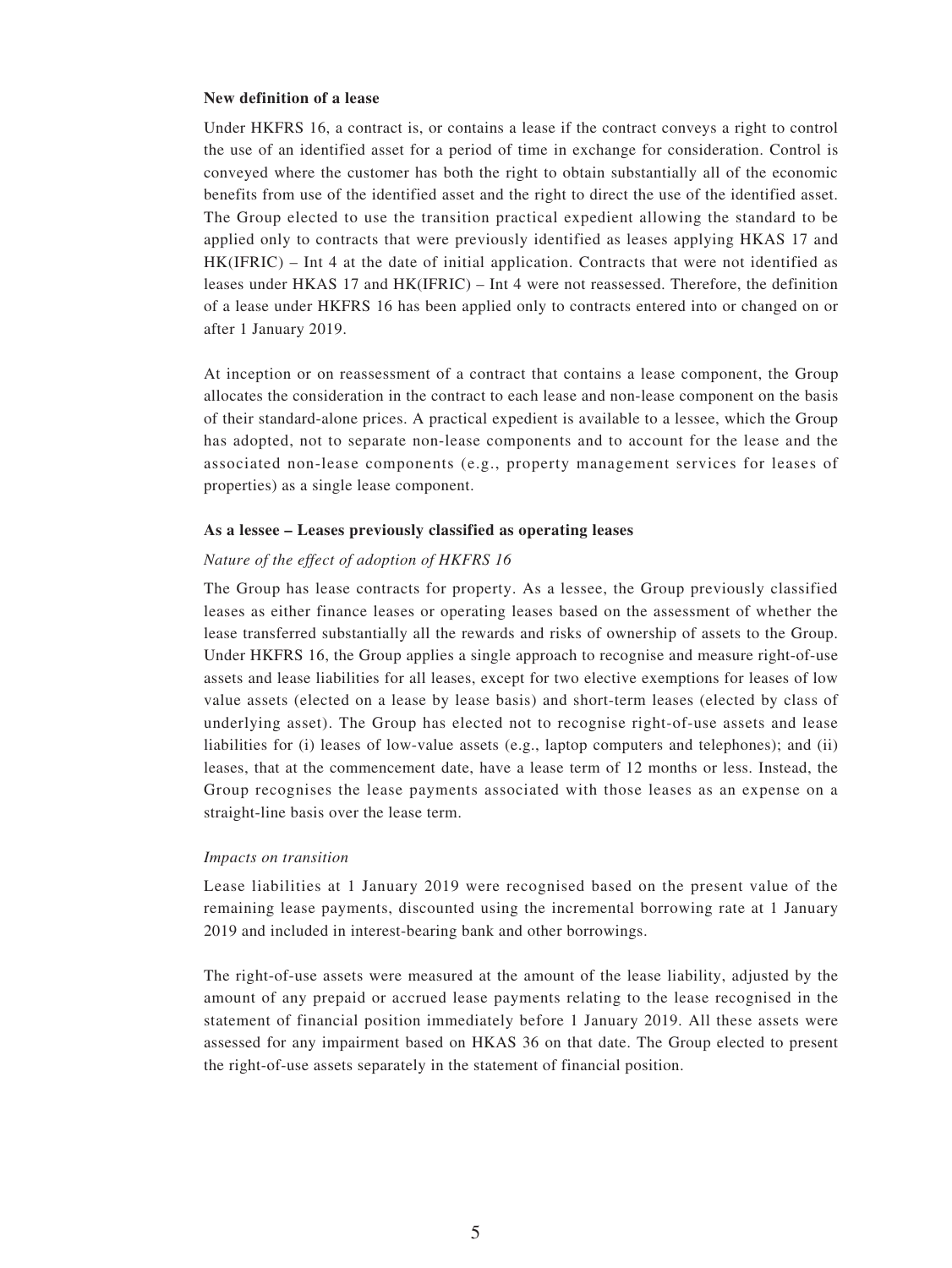**New definition of a lease**

Under HKFRS 16, a contract is, or contains a lease if the contract conveys a right to control the use of an identified asset for a period of time in exchange for consideration. Control is conveyed where the customer has both the right to obtain substantially all of the economic benefits from use of the identified asset and the right to direct the use of the identified asset. The Group elected to use the transition practical expedient allowing the standard to be applied only to contracts that were previously identified as leases applying HKAS 17 and HK(IFRIC) – Int 4 at the date of initial application. Contracts that were not identified as leases under HKAS 17 and HK(IFRIC) – Int 4 were not reassessed. Therefore, the definition of a lease under HKFRS 16 has been applied only to contracts entered into or changed on or after 1 January 2019.

At inception or on reassessment of a contract that contains a lease component, the Group allocates the consideration in the contract to each lease and non-lease component on the basis of their standard-alone prices. A practical expedient is available to a lessee, which the Group has adopted, not to separate non-lease components and to account for the lease and the associated non-lease components (e.g., property management services for leases of properties) as a single lease component.

**As a lessee – Leases previously classified as operating leases**

*Nature of the effect of adoption of HKFRS 16*

The Group has lease contracts for property. As a lessee, the Group previously classified leases as either finance leases or operating leases based on the assessment of whether the lease transferred substantially all the rewards and risks of ownership of assets to the Group. Under HKFRS 16, the Group applies a single approach to recognise and measure right-of-use assets and lease liabilities for all leases, except for two elective exemptions for leases of low value assets (elected on a lease by lease basis) and short-term leases (elected by class of underlying asset). The Group has elected not to recognise right-of-use assets and lease liabilities for (i) leases of low-value assets (e.g., laptop computers and telephones); and (ii) leases, that at the commencement date, have a lease term of 12 months or less. Instead, the Group recognises the lease payments associated with those leases as an expense on a straight-line basis over the lease term.

*Impacts on transition*

Lease liabilities at 1 January 2019 were recognised based on the present value of the remaining lease payments, discounted using the incremental borrowing rate at 1 January 2019 and included in interest-bearing bank and other borrowings.

The right-of-use assets were measured at the amount of the lease liability, adjusted by the amount of any prepaid or accrued lease payments relating to the lease recognised in the statement of financial position immediately before 1 January 2019. All these assets were assessed for any impairment based on HKAS 36 on that date. The Group elected to present the right-of-use assets separately in the statement of financial position.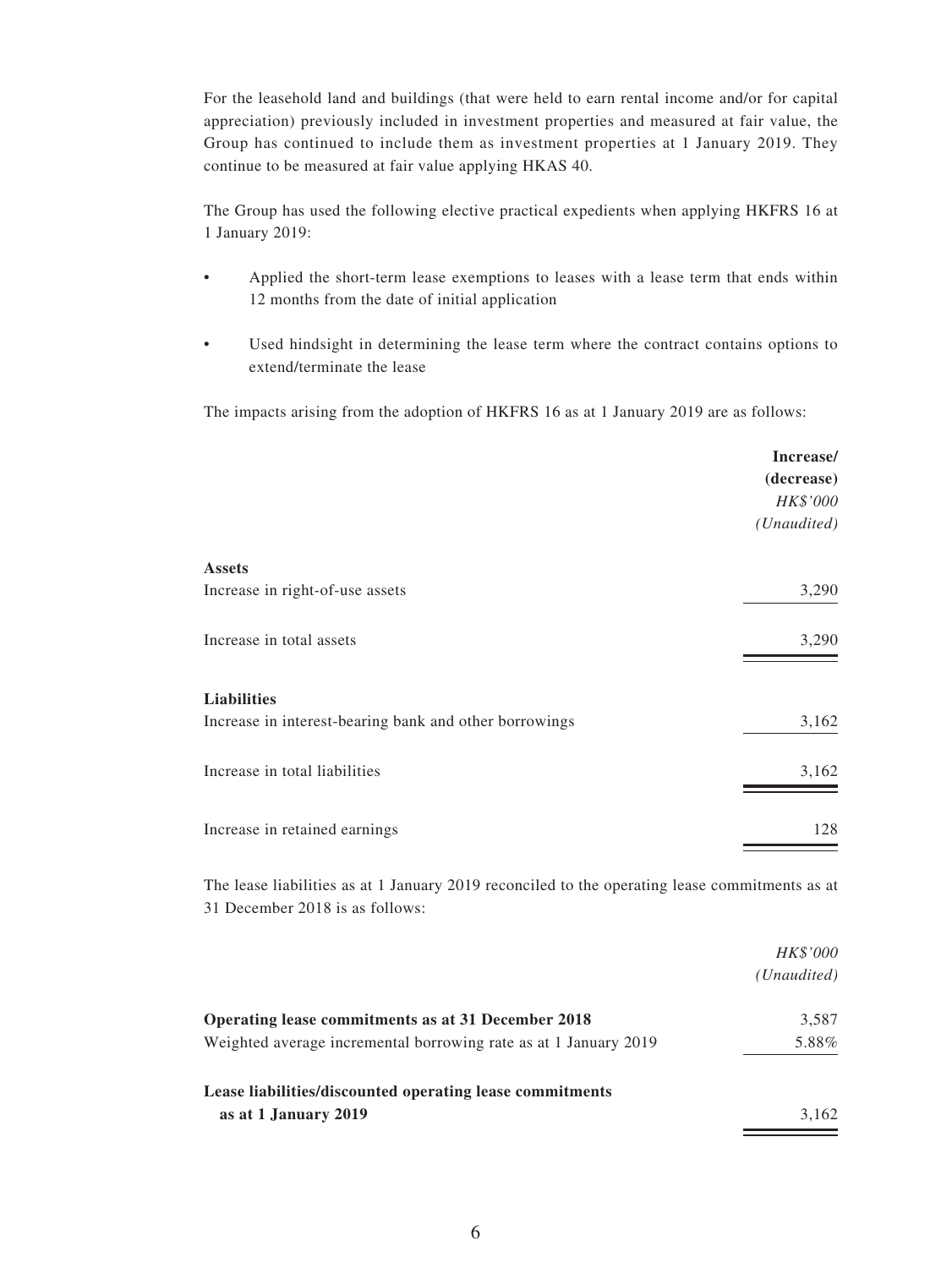For the leasehold land and buildings (that were held to earn rental income and/or for capital appreciation) previously included in investment properties and measured at fair value, the Group has continued to include them as investment properties at 1 January 2019. They continue to be measured at fair value applying HKAS 40.

The Group has used the following elective practical expedients when applying HKFRS 16 at 1 January 2019:

- Applied the short-term lease exemptions to leases with a lease term that ends within 12 months from the date of initial application
- Used hindsight in determining the lease term where the contract contains options to extend/terminate the lease

The impacts arising from the adoption of HKFRS 16 as at 1 January 2019 are as follows:

| | **Increase/ (decrease)** *HK$'000* *(Unaudited)* |
|---|---|
| **Assets** | |
| Increase in right-of-use assets | 3,290 |
| Increase in total assets | 3,290 |
| **Liabilities** | |
| Increase in interest-bearing bank and other borrowings | 3,162 |
| Increase in total liabilities | 3,162 |
| Increase in retained earnings | 128 |

The lease liabilities as at 1 January 2019 reconciled to the operating lease commitments as at 31 December 2018 is as follows:

| | *HK$'000* *(Unaudited)* |
|---|---|
| **Operating lease commitments as at 31 December 2018** | 3,587 |
| Weighted average incremental borrowing rate as at 1 January 2019 | 5.88% |
| **Lease liabilities/discounted operating lease commitments as at 1 January 2019** | 3,162 |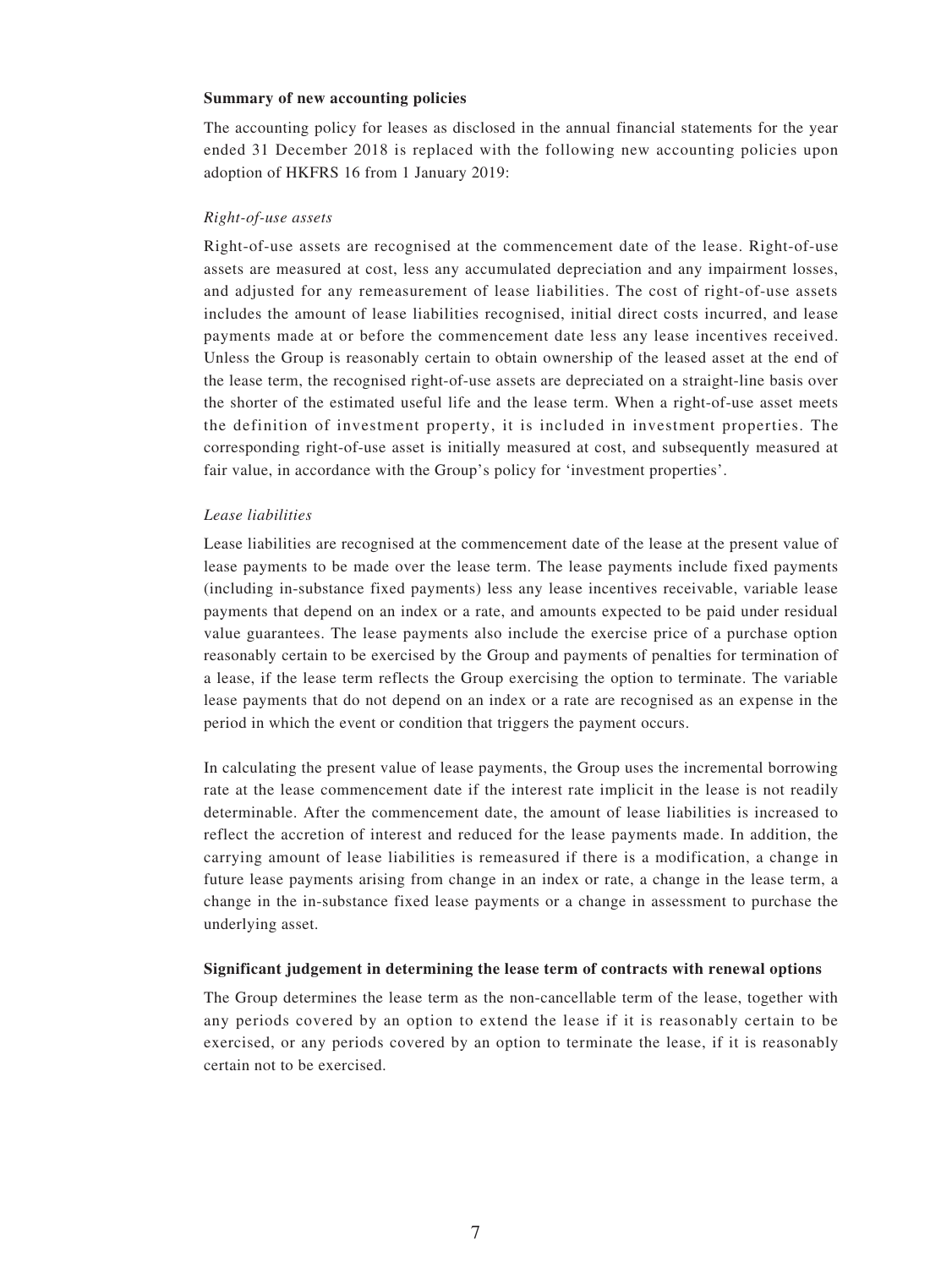**Summary of new accounting policies**

The accounting policy for leases as disclosed in the annual financial statements for the year ended 31 December 2018 is replaced with the following new accounting policies upon adoption of HKFRS 16 from 1 January 2019:

*Right-of-use assets*

Right-of-use assets are recognised at the commencement date of the lease. Right-of-use assets are measured at cost, less any accumulated depreciation and any impairment losses, and adjusted for any remeasurement of lease liabilities. The cost of right-of-use assets includes the amount of lease liabilities recognised, initial direct costs incurred, and lease payments made at or before the commencement date less any lease incentives received. Unless the Group is reasonably certain to obtain ownership of the leased asset at the end of the lease term, the recognised right-of-use assets are depreciated on a straight-line basis over the shorter of the estimated useful life and the lease term. When a right-of-use asset meets the definition of investment property, it is included in investment properties. The corresponding right-of-use asset is initially measured at cost, and subsequently measured at fair value, in accordance with the Group's policy for 'investment properties'.

*Lease liabilities*

Lease liabilities are recognised at the commencement date of the lease at the present value of lease payments to be made over the lease term. The lease payments include fixed payments (including in-substance fixed payments) less any lease incentives receivable, variable lease payments that depend on an index or a rate, and amounts expected to be paid under residual value guarantees. The lease payments also include the exercise price of a purchase option reasonably certain to be exercised by the Group and payments of penalties for termination of a lease, if the lease term reflects the Group exercising the option to terminate. The variable lease payments that do not depend on an index or a rate are recognised as an expense in the period in which the event or condition that triggers the payment occurs.

In calculating the present value of lease payments, the Group uses the incremental borrowing rate at the lease commencement date if the interest rate implicit in the lease is not readily determinable. After the commencement date, the amount of lease liabilities is increased to reflect the accretion of interest and reduced for the lease payments made. In addition, the carrying amount of lease liabilities is remeasured if there is a modification, a change in future lease payments arising from change in an index or rate, a change in the lease term, a change in the in-substance fixed lease payments or a change in assessment to purchase the underlying asset.

**Significant judgement in determining the lease term of contracts with renewal options**

The Group determines the lease term as the non-cancellable term of the lease, together with any periods covered by an option to extend the lease if it is reasonably certain to be exercised, or any periods covered by an option to terminate the lease, if it is reasonably certain not to be exercised.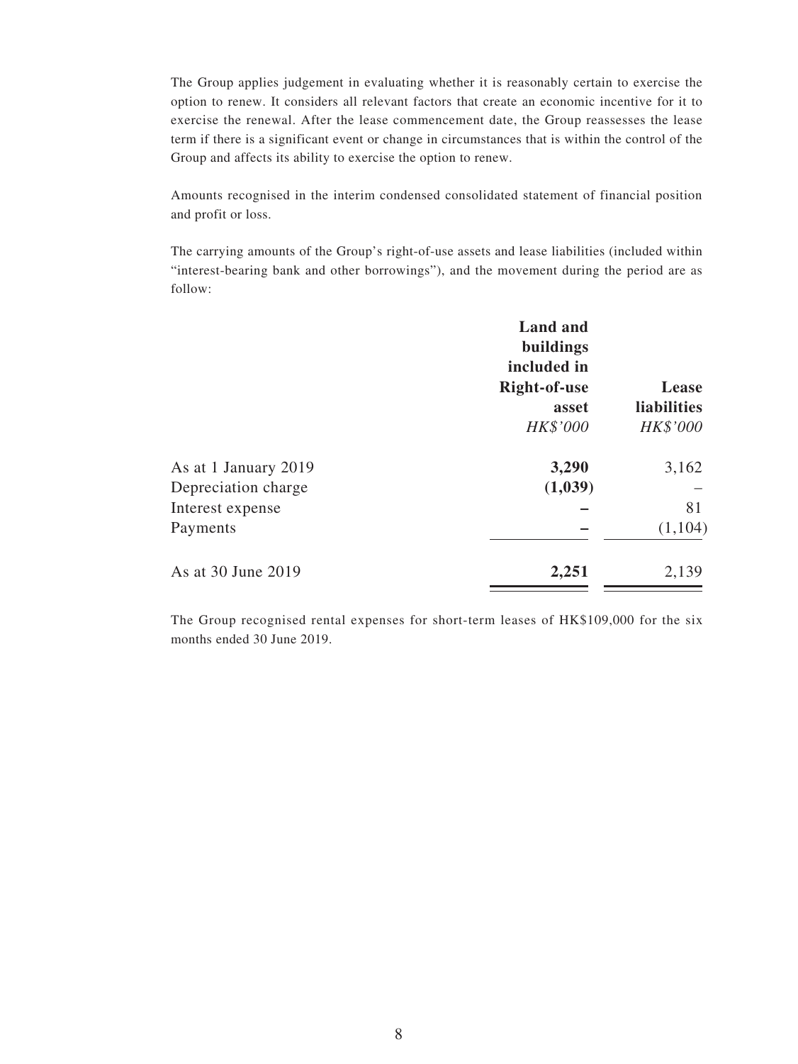The Group applies judgement in evaluating whether it is reasonably certain to exercise the option to renew. It considers all relevant factors that create an economic incentive for it to exercise the renewal. After the lease commencement date, the Group reassesses the lease term if there is a significant event or change in circumstances that is within the control of the Group and affects its ability to exercise the option to renew.

Amounts recognised in the interim condensed consolidated statement of financial position and profit or loss.

The carrying amounts of the Group's right-of-use assets and lease liabilities (included within "interest-bearing bank and other borrowings"), and the movement during the period are as follow:

| | **Land and buildings included in Right-of-use asset** | **Lease liabilities** |
|---|---|---|
| | *HK$'000* | *HK$'000* |
| As at 1 January 2019 | **3,290** | 3,162 |
| Depreciation charge | **(1,039)** | – |
| Interest expense | **–** | 81 |
| Payments | **–** | (1,104) |
| As at 30 June 2019 | **2,251** | 2,139 |

The Group recognised rental expenses for short-term leases of HK$109,000 for the six months ended 30 June 2019.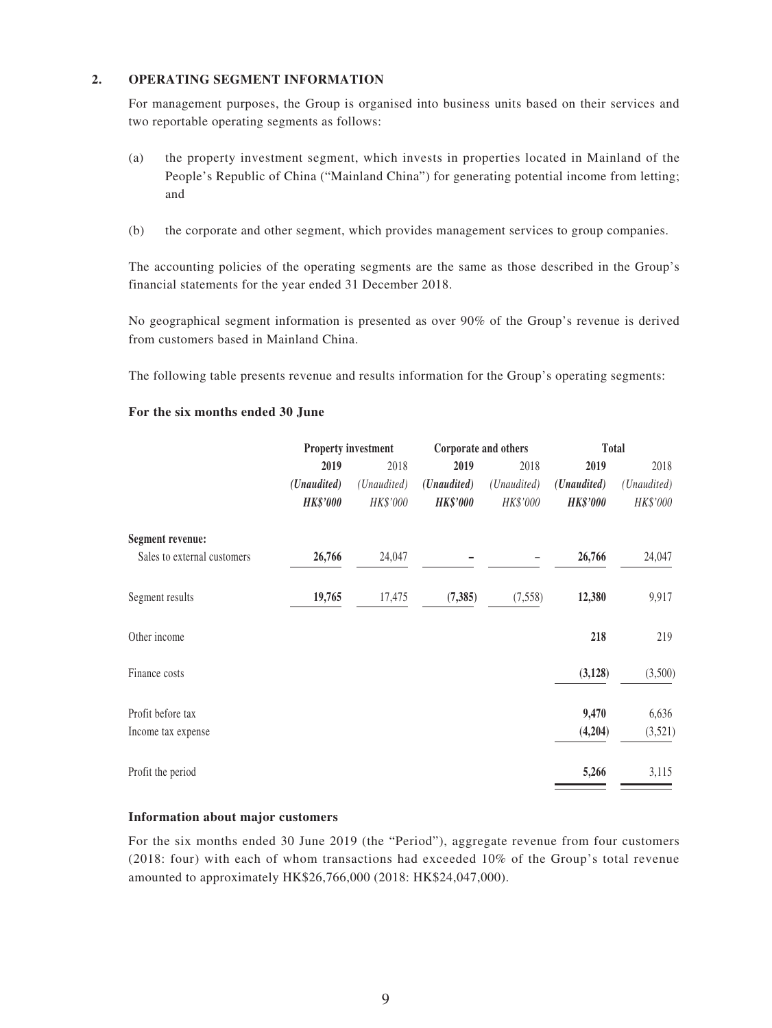## 2. OPERATING SEGMENT INFORMATION

For management purposes, the Group is organised into business units based on their services and two reportable operating segments as follows:

(a) the property investment segment, which invests in properties located in Mainland of the People's Republic of China ("Mainland China") for generating potential income from letting; and

(b) the corporate and other segment, which provides management services to group companies.

The accounting policies of the operating segments are the same as those described in the Group's financial statements for the year ended 31 December 2018.

No geographical segment information is presented as over 90% of the Group's revenue is derived from customers based in Mainland China.

The following table presents revenue and results information for the Group's operating segments:

**For the six months ended 30 June**

| | **Property investment** | | **Corporate and others** | | **Total** | |
|---|---|---|---|---|---|---|
| | **2019** | 2018 | **2019** | 2018 | **2019** | 2018 |
| | ***(Unaudited)*** | *(Unaudited)* | ***(Unaudited)*** | *(Unaudited)* | ***(Unaudited)*** | *(Unaudited)* |
| | ***HK$'000*** | *HK$'000* | ***HK$'000*** | *HK$'000* | ***HK$'000*** | *HK$'000* |
| **Segment revenue:** | | | | | | |
| Sales to external customers | **26,766** | 24,047 | **–** | – | **26,766** | 24,047 |
| Segment results | **19,765** | 17,475 | **(7,385)** | (7,558) | **12,380** | 9,917 |
| Other income | | | | | **218** | 219 |
| Finance costs | | | | | **(3,128)** | (3,500) |
| Profit before tax | | | | | **9,470** | 6,636 |
| Income tax expense | | | | | **(4,204)** | (3,521) |
| Profit the period | | | | | **5,266** | 3,115 |

**Information about major customers**

For the six months ended 30 June 2019 (the "Period"), aggregate revenue from four customers (2018: four) with each of whom transactions had exceeded 10% of the Group's total revenue amounted to approximately HK$26,766,000 (2018: HK$24,047,000).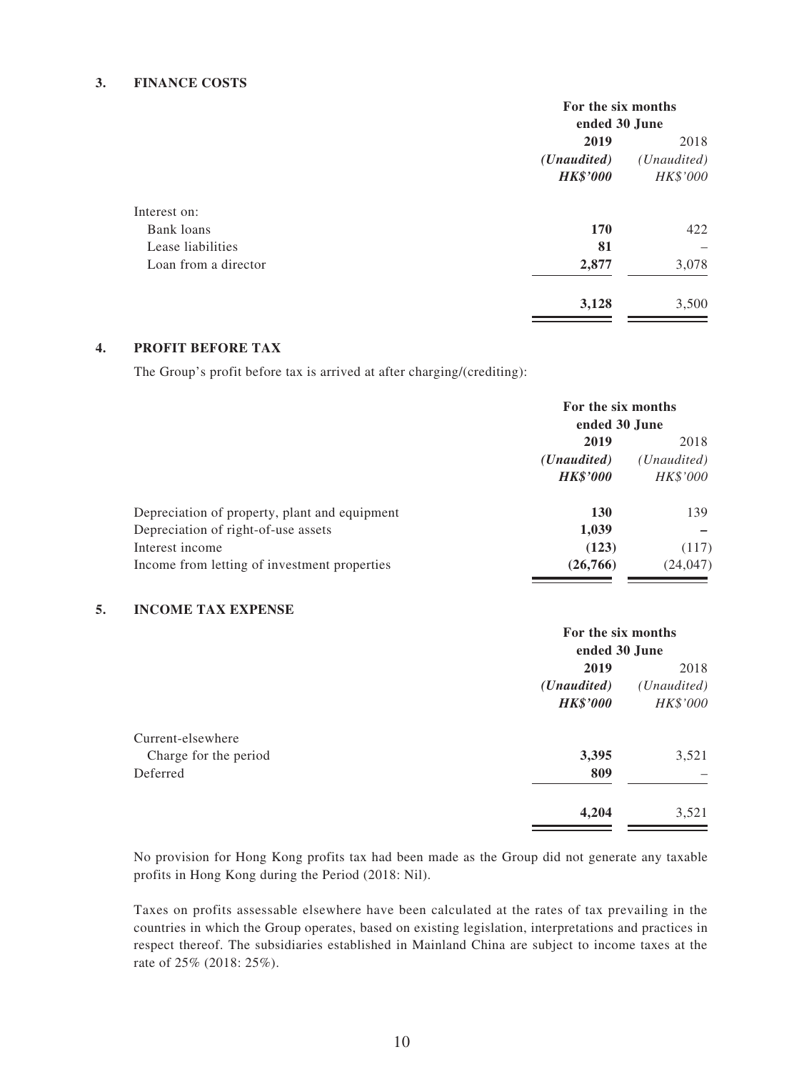### 3. FINANCE COSTS

| | For the six months ended 30 June | |
|---|---|---|
| | **2019** | 2018 |
| | ***(Unaudited)*** | *(Unaudited)* |
| | ***HK$'000*** | *HK$'000* |
| Interest on: | | |
| Bank loans | **170** | 422 |
| Lease liabilities | **81** | – |
| Loan from a director | **2,877** | 3,078 |
| | **3,128** | 3,500 |

### 4. PROFIT BEFORE TAX

The Group's profit before tax is arrived at after charging/(crediting):

| | For the six months ended 30 June | |
|---|---|---|
| | **2019** | 2018 |
| | ***(Unaudited)*** | *(Unaudited)* |
| | ***HK$'000*** | *HK$'000* |
| Depreciation of property, plant and equipment | **130** | 139 |
| Depreciation of right-of-use assets | **1,039** | **–** |
| Interest income | **(123)** | (117) |
| Income from letting of investment properties | **(26,766)** | (24,047) |

### 5. INCOME TAX EXPENSE

| | For the six months ended 30 June | |
|---|---|---|
| | **2019** | 2018 |
| | ***(Unaudited)*** | *(Unaudited)* |
| | ***HK$'000*** | *HK$'000* |
| Current-elsewhere | | |
| Charge for the period | **3,395** | 3,521 |
| Deferred | **809** | – |
| | **4,204** | 3,521 |

No provision for Hong Kong profits tax had been made as the Group did not generate any taxable profits in Hong Kong during the Period (2018: Nil).

Taxes on profits assessable elsewhere have been calculated at the rates of tax prevailing in the countries in which the Group operates, based on existing legislation, interpretations and practices in respect thereof. The subsidiaries established in Mainland China are subject to income taxes at the rate of 25% (2018: 25%).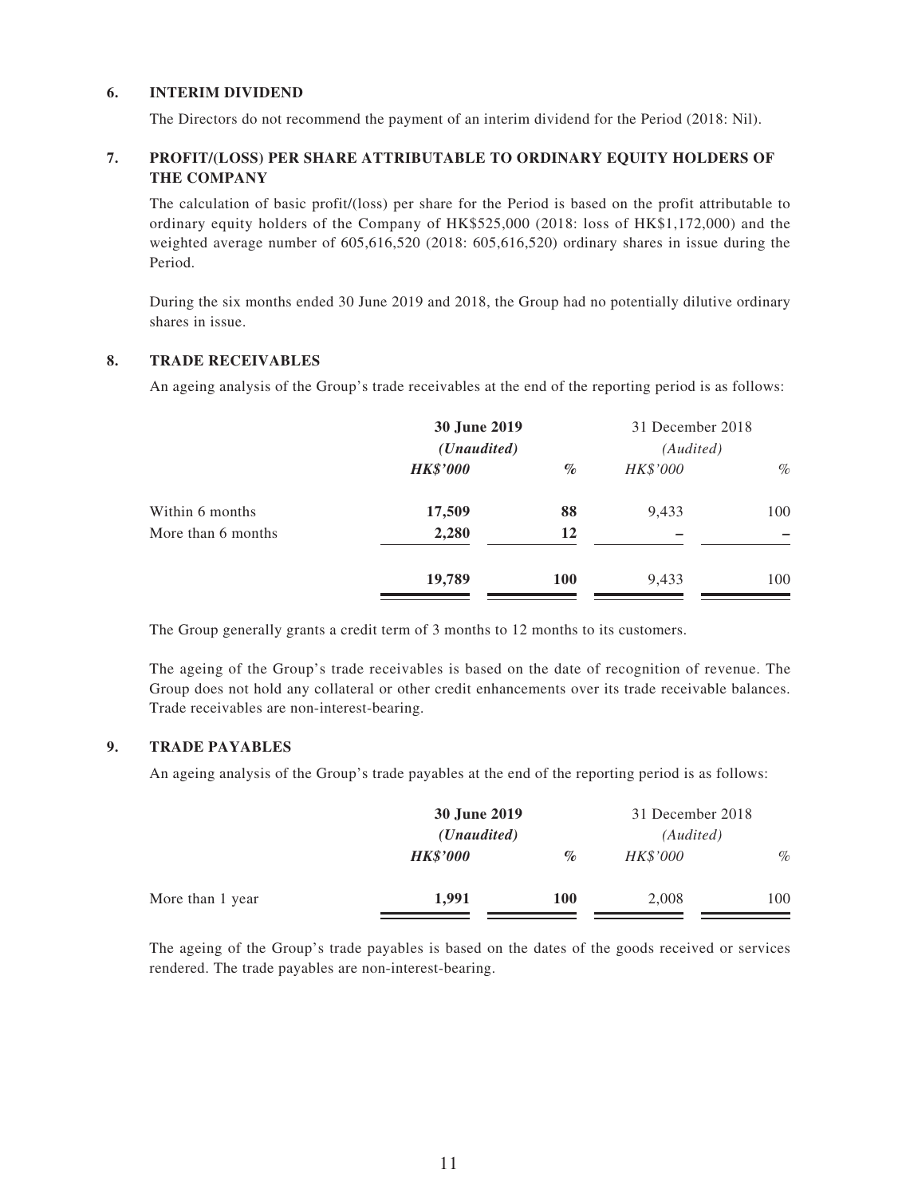### 6. INTERIM DIVIDEND

The Directors do not recommend the payment of an interim dividend for the Period (2018: Nil).

### 7. PROFIT/(LOSS) PER SHARE ATTRIBUTABLE TO ORDINARY EQUITY HOLDERS OF THE COMPANY

The calculation of basic profit/(loss) per share for the Period is based on the profit attributable to ordinary equity holders of the Company of HK$525,000 (2018: loss of HK$1,172,000) and the weighted average number of 605,616,520 (2018: 605,616,520) ordinary shares in issue during the Period.

During the six months ended 30 June 2019 and 2018, the Group had no potentially dilutive ordinary shares in issue.

### 8. TRADE RECEIVABLES

An ageing analysis of the Group's trade receivables at the end of the reporting period is as follows:

| | **30 June 2019** | | 31 December 2018 | |
|---|---|---|---|---|
| | ***(Unaudited)*** | | *(Audited)* | |
| | ***HK$'000*** | ***%*** | *HK$'000* | *%* |
| Within 6 months | **17,509** | **88** | 9,433 | 100 |
| More than 6 months | **2,280** | **12** | – | – |
| | **19,789** | **100** | 9,433 | 100 |

The Group generally grants a credit term of 3 months to 12 months to its customers.

The ageing of the Group's trade receivables is based on the date of recognition of revenue. The Group does not hold any collateral or other credit enhancements over its trade receivable balances. Trade receivables are non-interest-bearing.

### 9. TRADE PAYABLES

An ageing analysis of the Group's trade payables at the end of the reporting period is as follows:

| | **30 June 2019** | | 31 December 2018 | |
|---|---|---|---|---|
| | ***(Unaudited)*** | | *(Audited)* | |
| | ***HK$'000*** | ***%*** | *HK$'000* | *%* |
| More than 1 year | **1,991** | **100** | 2,008 | 100 |

The ageing of the Group's trade payables is based on the dates of the goods received or services rendered. The trade payables are non-interest-bearing.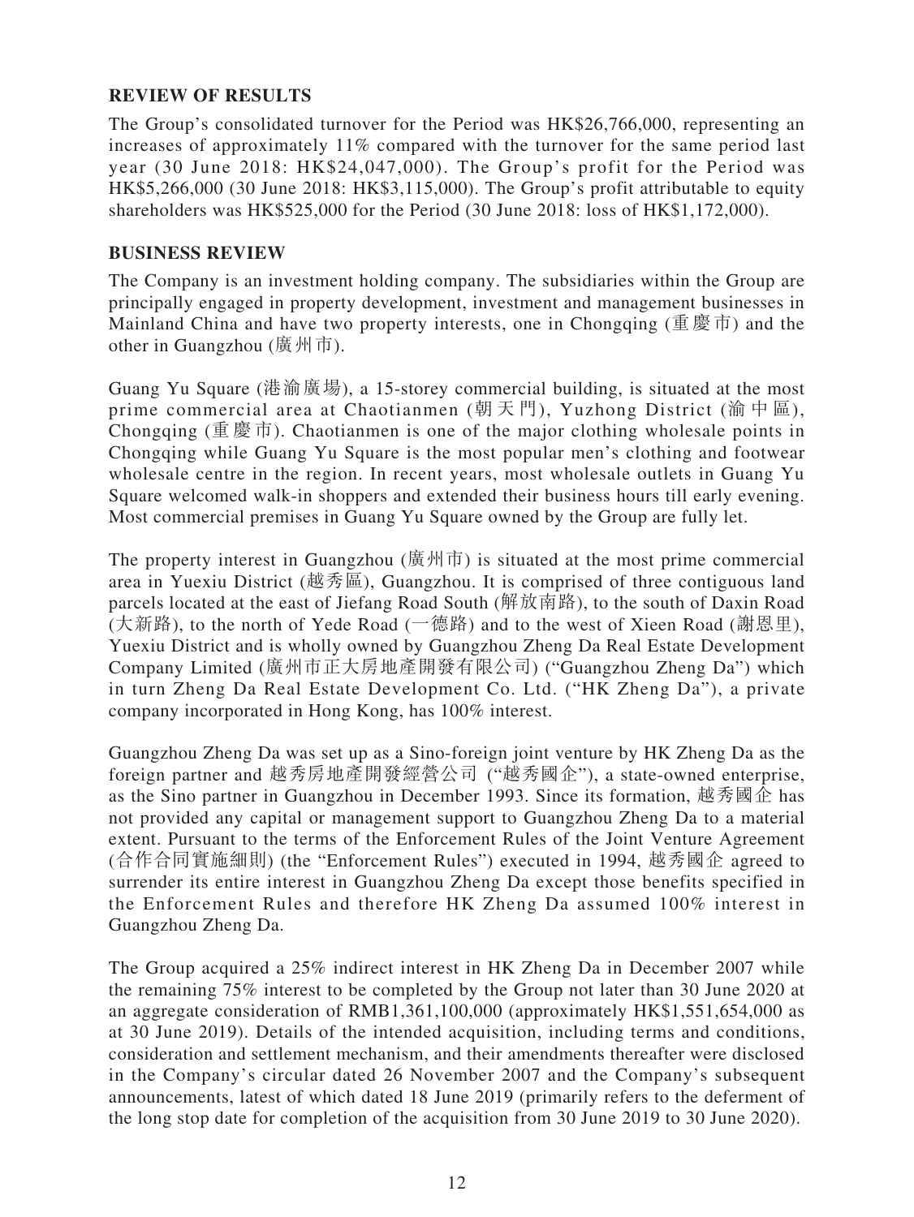## REVIEW OF RESULTS

The Group's consolidated turnover for the Period was HK$26,766,000, representing an increases of approximately 11% compared with the turnover for the same period last year (30 June 2018: HK$24,047,000). The Group's profit for the Period was HK$5,266,000 (30 June 2018: HK$3,115,000). The Group's profit attributable to equity shareholders was HK$525,000 for the Period (30 June 2018: loss of HK$1,172,000).

## BUSINESS REVIEW

The Company is an investment holding company. The subsidiaries within the Group are principally engaged in property development, investment and management businesses in Mainland China and have two property interests, one in Chongqing (重慶市) and the other in Guangzhou (廣州市).

Guang Yu Square (港渝廣場), a 15-storey commercial building, is situated at the most prime commercial area at Chaotianmen (朝天門), Yuzhong District (渝中區), Chongqing (重慶市). Chaotianmen is one of the major clothing wholesale points in Chongqing while Guang Yu Square is the most popular men's clothing and footwear wholesale centre in the region. In recent years, most wholesale outlets in Guang Yu Square welcomed walk-in shoppers and extended their business hours till early evening. Most commercial premises in Guang Yu Square owned by the Group are fully let.

The property interest in Guangzhou (廣州市) is situated at the most prime commercial area in Yuexiu District (越秀區), Guangzhou. It is comprised of three contiguous land parcels located at the east of Jiefang Road South (解放南路), to the south of Daxin Road (大新路), to the north of Yede Road (一德路) and to the west of Xieen Road (謝恩里), Yuexiu District and is wholly owned by Guangzhou Zheng Da Real Estate Development Company Limited (廣州市正大房地產開發有限公司) ("Guangzhou Zheng Da") which in turn Zheng Da Real Estate Development Co. Ltd. ("HK Zheng Da"), a private company incorporated in Hong Kong, has 100% interest.

Guangzhou Zheng Da was set up as a Sino-foreign joint venture by HK Zheng Da as the foreign partner and 越秀房地產開發經營公司 ("越秀國企"), a state-owned enterprise, as the Sino partner in Guangzhou in December 1993. Since its formation, 越秀國企 has not provided any capital or management support to Guangzhou Zheng Da to a material extent. Pursuant to the terms of the Enforcement Rules of the Joint Venture Agreement (合作合同實施細則) (the "Enforcement Rules") executed in 1994, 越秀國企 agreed to surrender its entire interest in Guangzhou Zheng Da except those benefits specified in the Enforcement Rules and therefore HK Zheng Da assumed 100% interest in Guangzhou Zheng Da.

The Group acquired a 25% indirect interest in HK Zheng Da in December 2007 while the remaining 75% interest to be completed by the Group not later than 30 June 2020 at an aggregate consideration of RMB1,361,100,000 (approximately HK$1,551,654,000 as at 30 June 2019). Details of the intended acquisition, including terms and conditions, consideration and settlement mechanism, and their amendments thereafter were disclosed in the Company's circular dated 26 November 2007 and the Company's subsequent announcements, latest of which dated 18 June 2019 (primarily refers to the deferment of the long stop date for completion of the acquisition from 30 June 2019 to 30 June 2020).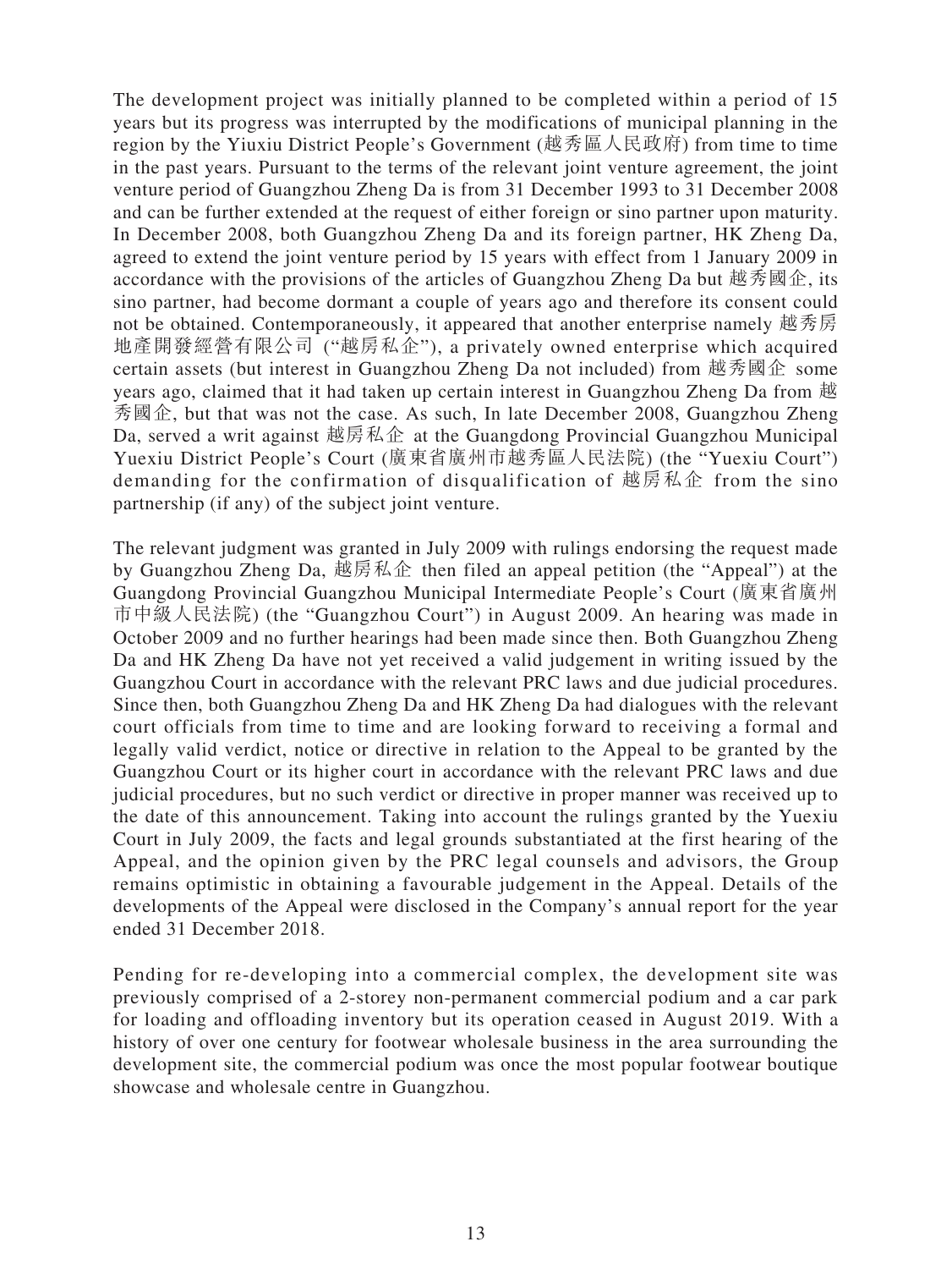The development project was initially planned to be completed within a period of 15 years but its progress was interrupted by the modifications of municipal planning in the region by the Yiuxiu District People's Government (越秀區人民政府) from time to time in the past years. Pursuant to the terms of the relevant joint venture agreement, the joint venture period of Guangzhou Zheng Da is from 31 December 1993 to 31 December 2008 and can be further extended at the request of either foreign or sino partner upon maturity. In December 2008, both Guangzhou Zheng Da and its foreign partner, HK Zheng Da, agreed to extend the joint venture period by 15 years with effect from 1 January 2009 in accordance with the provisions of the articles of Guangzhou Zheng Da but 越秀國企, its sino partner, had become dormant a couple of years ago and therefore its consent could not be obtained. Contemporaneously, it appeared that another enterprise namely 越秀房地產開發經營有限公司 ("越房私企"), a privately owned enterprise which acquired certain assets (but interest in Guangzhou Zheng Da not included) from 越秀國企 some years ago, claimed that it had taken up certain interest in Guangzhou Zheng Da from 越秀國企, but that was not the case. As such, In late December 2008, Guangzhou Zheng Da, served a writ against 越房私企 at the Guangdong Provincial Guangzhou Municipal Yuexiu District People's Court (廣東省廣州市越秀區人民法院) (the "Yuexiu Court") demanding for the confirmation of disqualification of 越房私企 from the sino partnership (if any) of the subject joint venture.

The relevant judgment was granted in July 2009 with rulings endorsing the request made by Guangzhou Zheng Da, 越房私企 then filed an appeal petition (the "Appeal") at the Guangdong Provincial Guangzhou Municipal Intermediate People's Court (廣東省廣州市中級人民法院) (the "Guangzhou Court") in August 2009. An hearing was made in October 2009 and no further hearings had been made since then. Both Guangzhou Zheng Da and HK Zheng Da have not yet received a valid judgement in writing issued by the Guangzhou Court in accordance with the relevant PRC laws and due judicial procedures. Since then, both Guangzhou Zheng Da and HK Zheng Da had dialogues with the relevant court officials from time to time and are looking forward to receiving a formal and legally valid verdict, notice or directive in relation to the Appeal to be granted by the Guangzhou Court or its higher court in accordance with the relevant PRC laws and due judicial procedures, but no such verdict or directive in proper manner was received up to the date of this announcement. Taking into account the rulings granted by the Yuexiu Court in July 2009, the facts and legal grounds substantiated at the first hearing of the Appeal, and the opinion given by the PRC legal counsels and advisors, the Group remains optimistic in obtaining a favourable judgement in the Appeal. Details of the developments of the Appeal were disclosed in the Company's annual report for the year ended 31 December 2018.

Pending for re-developing into a commercial complex, the development site was previously comprised of a 2-storey non-permanent commercial podium and a car park for loading and offloading inventory but its operation ceased in August 2019. With a history of over one century for footwear wholesale business in the area surrounding the development site, the commercial podium was once the most popular footwear boutique showcase and wholesale centre in Guangzhou.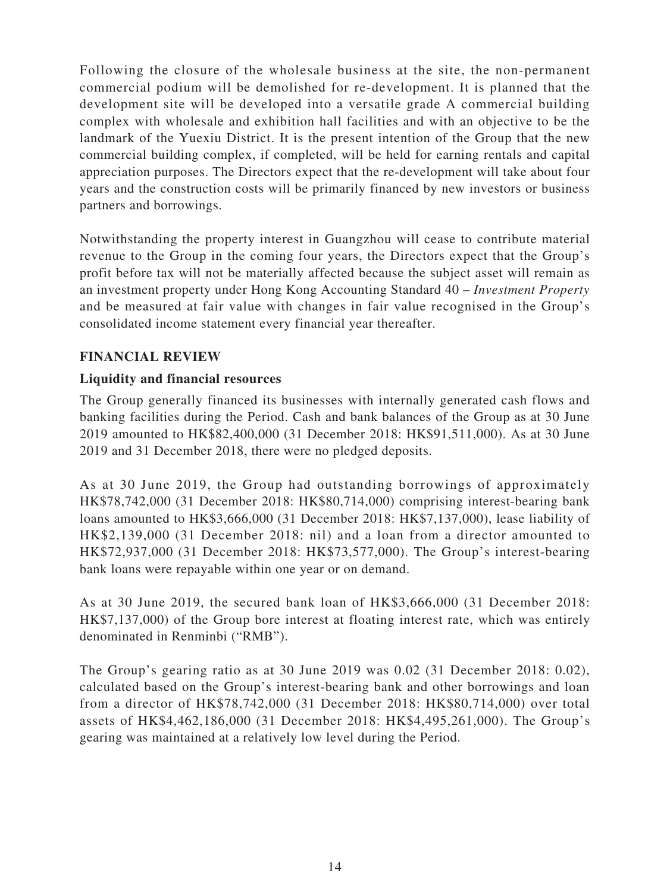Following the closure of the wholesale business at the site, the non-permanent commercial podium will be demolished for re-development. It is planned that the development site will be developed into a versatile grade A commercial building complex with wholesale and exhibition hall facilities and with an objective to be the landmark of the Yuexiu District. It is the present intention of the Group that the new commercial building complex, if completed, will be held for earning rentals and capital appreciation purposes. The Directors expect that the re-development will take about four years and the construction costs will be primarily financed by new investors or business partners and borrowings.

Notwithstanding the property interest in Guangzhou will cease to contribute material revenue to the Group in the coming four years, the Directors expect that the Group's profit before tax will not be materially affected because the subject asset will remain as an investment property under Hong Kong Accounting Standard 40 – *Investment Property* and be measured at fair value with changes in fair value recognised in the Group's consolidated income statement every financial year thereafter.

## FINANCIAL REVIEW

### Liquidity and financial resources

The Group generally financed its businesses with internally generated cash flows and banking facilities during the Period. Cash and bank balances of the Group as at 30 June 2019 amounted to HK$82,400,000 (31 December 2018: HK$91,511,000). As at 30 June 2019 and 31 December 2018, there were no pledged deposits.

As at 30 June 2019, the Group had outstanding borrowings of approximately HK$78,742,000 (31 December 2018: HK$80,714,000) comprising interest-bearing bank loans amounted to HK$3,666,000 (31 December 2018: HK$7,137,000), lease liability of HK$2,139,000 (31 December 2018: nil) and a loan from a director amounted to HK$72,937,000 (31 December 2018: HK$73,577,000). The Group's interest-bearing bank loans were repayable within one year or on demand.

As at 30 June 2019, the secured bank loan of HK$3,666,000 (31 December 2018: HK$7,137,000) of the Group bore interest at floating interest rate, which was entirely denominated in Renminbi ("RMB").

The Group's gearing ratio as at 30 June 2019 was 0.02 (31 December 2018: 0.02), calculated based on the Group's interest-bearing bank and other borrowings and loan from a director of HK$78,742,000 (31 December 2018: HK$80,714,000) over total assets of HK$4,462,186,000 (31 December 2018: HK$4,495,261,000). The Group's gearing was maintained at a relatively low level during the Period.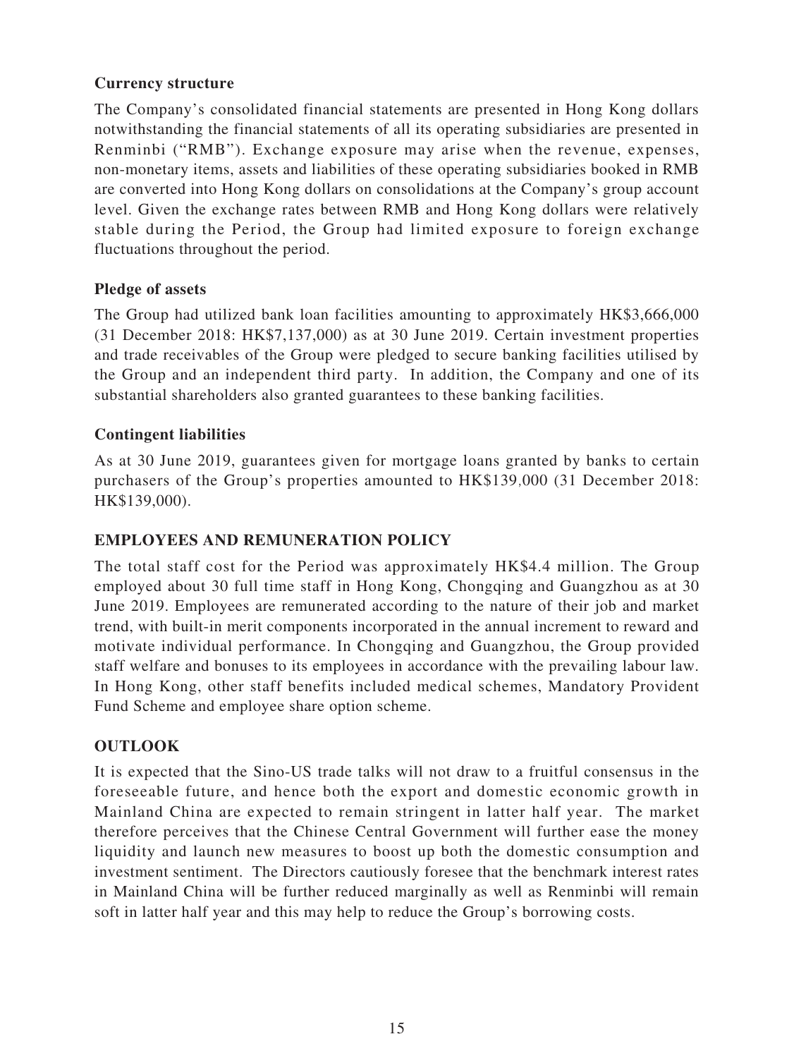**Currency structure**

The Company's consolidated financial statements are presented in Hong Kong dollars notwithstanding the financial statements of all its operating subsidiaries are presented in Renminbi ("RMB"). Exchange exposure may arise when the revenue, expenses, non-monetary items, assets and liabilities of these operating subsidiaries booked in RMB are converted into Hong Kong dollars on consolidations at the Company's group account level. Given the exchange rates between RMB and Hong Kong dollars were relatively stable during the Period, the Group had limited exposure to foreign exchange fluctuations throughout the period.

**Pledge of assets**

The Group had utilized bank loan facilities amounting to approximately HK$3,666,000 (31 December 2018: HK$7,137,000) as at 30 June 2019. Certain investment properties and trade receivables of the Group were pledged to secure banking facilities utilised by the Group and an independent third party. In addition, the Company and one of its substantial shareholders also granted guarantees to these banking facilities.

**Contingent liabilities**

As at 30 June 2019, guarantees given for mortgage loans granted by banks to certain purchasers of the Group's properties amounted to HK$139,000 (31 December 2018: HK$139,000).

## EMPLOYEES AND REMUNERATION POLICY

The total staff cost for the Period was approximately HK$4.4 million. The Group employed about 30 full time staff in Hong Kong, Chongqing and Guangzhou as at 30 June 2019. Employees are remunerated according to the nature of their job and market trend, with built-in merit components incorporated in the annual increment to reward and motivate individual performance. In Chongqing and Guangzhou, the Group provided staff welfare and bonuses to its employees in accordance with the prevailing labour law. In Hong Kong, other staff benefits included medical schemes, Mandatory Provident Fund Scheme and employee share option scheme.

## OUTLOOK

It is expected that the Sino-US trade talks will not draw to a fruitful consensus in the foreseeable future, and hence both the export and domestic economic growth in Mainland China are expected to remain stringent in latter half year. The market therefore perceives that the Chinese Central Government will further ease the money liquidity and launch new measures to boost up both the domestic consumption and investment sentiment. The Directors cautiously foresee that the benchmark interest rates in Mainland China will be further reduced marginally as well as Renminbi will remain soft in latter half year and this may help to reduce the Group's borrowing costs.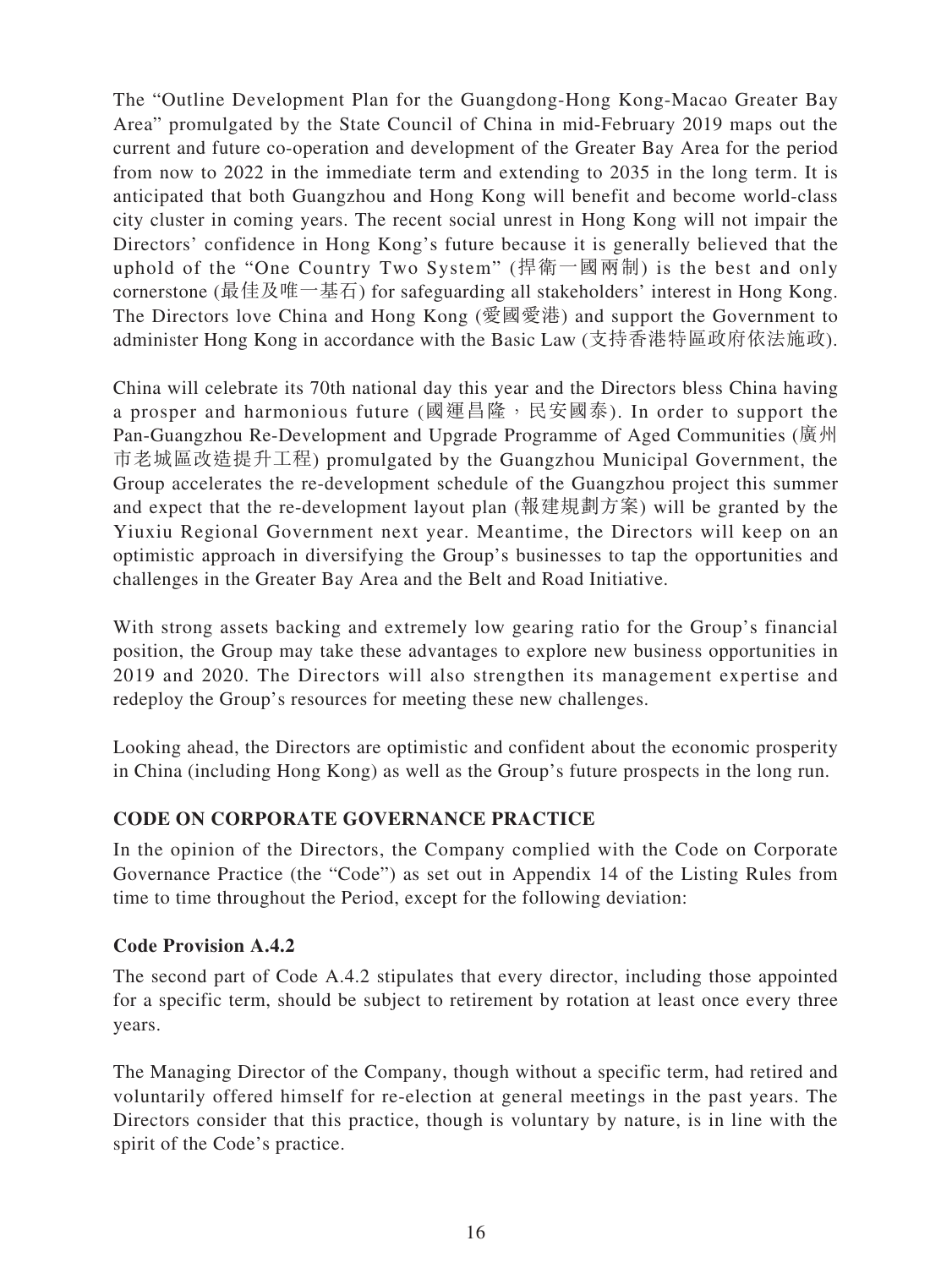The "Outline Development Plan for the Guangdong-Hong Kong-Macao Greater Bay Area" promulgated by the State Council of China in mid-February 2019 maps out the current and future co-operation and development of the Greater Bay Area for the period from now to 2022 in the immediate term and extending to 2035 in the long term. It is anticipated that both Guangzhou and Hong Kong will benefit and become world-class city cluster in coming years. The recent social unrest in Hong Kong will not impair the Directors' confidence in Hong Kong's future because it is generally believed that the uphold of the "One Country Two System" (捍衛一國兩制) is the best and only cornerstone (最佳及唯一基石) for safeguarding all stakeholders' interest in Hong Kong. The Directors love China and Hong Kong (愛國愛港) and support the Government to administer Hong Kong in accordance with the Basic Law (支持香港特區政府依法施政).

China will celebrate its 70th national day this year and the Directors bless China having a prosper and harmonious future (國運昌隆，民安國泰). In order to support the Pan-Guangzhou Re-Development and Upgrade Programme of Aged Communities (廣州市老城區改造提升工程) promulgated by the Guangzhou Municipal Government, the Group accelerates the re-development schedule of the Guangzhou project this summer and expect that the re-development layout plan (報建規劃方案) will be granted by the Yiuxiu Regional Government next year. Meantime, the Directors will keep on an optimistic approach in diversifying the Group's businesses to tap the opportunities and challenges in the Greater Bay Area and the Belt and Road Initiative.

With strong assets backing and extremely low gearing ratio for the Group's financial position, the Group may take these advantages to explore new business opportunities in 2019 and 2020. The Directors will also strengthen its management expertise and redeploy the Group's resources for meeting these new challenges.

Looking ahead, the Directors are optimistic and confident about the economic prosperity in China (including Hong Kong) as well as the Group's future prospects in the long run.

## CODE ON CORPORATE GOVERNANCE PRACTICE

In the opinion of the Directors, the Company complied with the Code on Corporate Governance Practice (the "Code") as set out in Appendix 14 of the Listing Rules from time to time throughout the Period, except for the following deviation:

### Code Provision A.4.2

The second part of Code A.4.2 stipulates that every director, including those appointed for a specific term, should be subject to retirement by rotation at least once every three years.

The Managing Director of the Company, though without a specific term, had retired and voluntarily offered himself for re-election at general meetings in the past years. The Directors consider that this practice, though is voluntary by nature, is in line with the spirit of the Code's practice.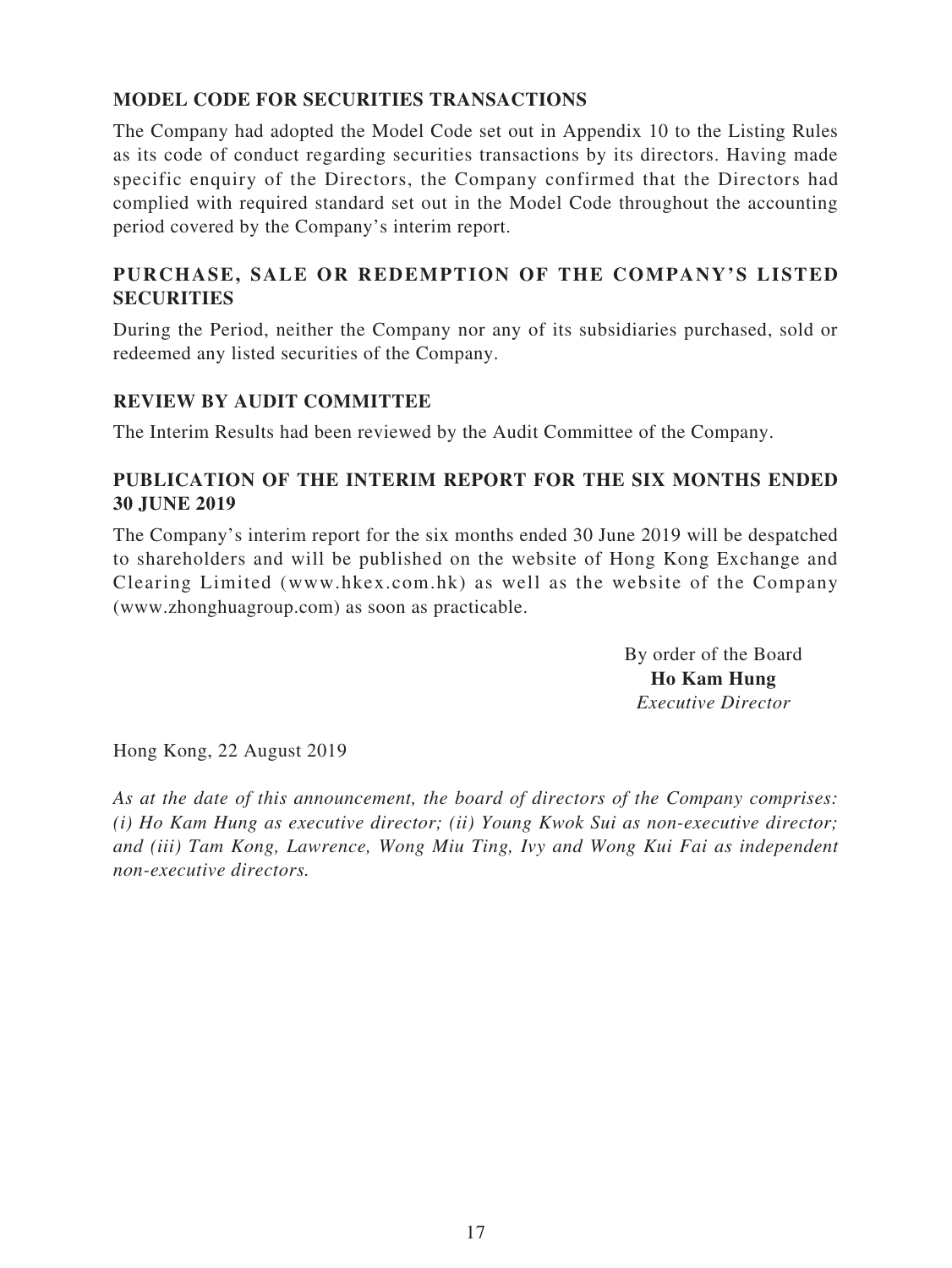## MODEL CODE FOR SECURITIES TRANSACTIONS

The Company had adopted the Model Code set out in Appendix 10 to the Listing Rules as its code of conduct regarding securities transactions by its directors. Having made specific enquiry of the Directors, the Company confirmed that the Directors had complied with required standard set out in the Model Code throughout the accounting period covered by the Company's interim report.

## PURCHASE, SALE OR REDEMPTION OF THE COMPANY'S LISTED SECURITIES

During the Period, neither the Company nor any of its subsidiaries purchased, sold or redeemed any listed securities of the Company.

## REVIEW BY AUDIT COMMITTEE

The Interim Results had been reviewed by the Audit Committee of the Company.

## PUBLICATION OF THE INTERIM REPORT FOR THE SIX MONTHS ENDED 30 JUNE 2019

The Company's interim report for the six months ended 30 June 2019 will be despatched to shareholders and will be published on the website of Hong Kong Exchange and Clearing Limited (www.hkex.com.hk) as well as the website of the Company (www.zhonghuagroup.com) as soon as practicable.

By order of the Board
**Ho Kam Hung**
*Executive Director*

Hong Kong, 22 August 2019

*As at the date of this announcement, the board of directors of the Company comprises: (i) Ho Kam Hung as executive director; (ii) Young Kwok Sui as non-executive director; and (iii) Tam Kong, Lawrence, Wong Miu Ting, Ivy and Wong Kui Fai as independent non-executive directors.*